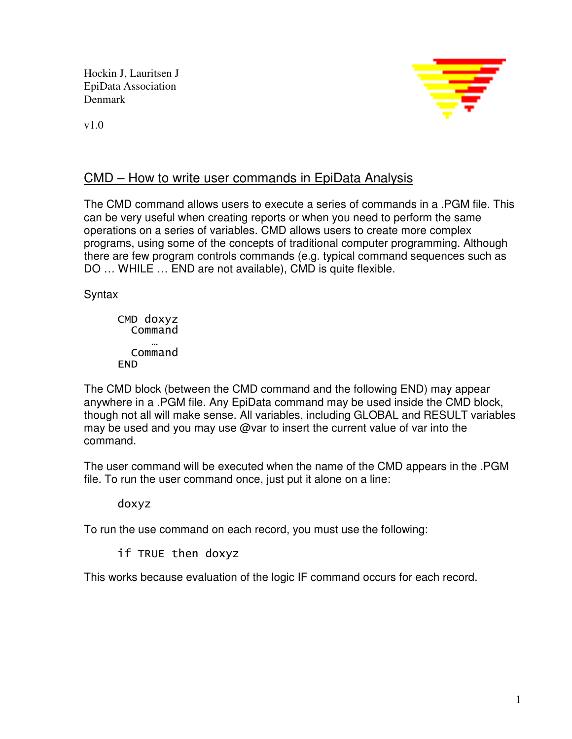Hockin J, Lauritsen J
EpiData Association
Denmark

v1.0

## CMD – How to write user commands in EpiData Analysis

The CMD command allows users to execute a series of commands in a .PGM file. This can be very useful when creating reports or when you need to perform the same operations on a series of variables. CMD allows users to create more complex programs, using some of the concepts of traditional computer programming. Although there are few program controls commands (e.g. typical command sequences such as DO … WHILE … END are not available), CMD is quite flexible.

Syntax

```
CMD doxyz
  Command
     …
  Command
END
```

The CMD block (between the CMD command and the following END) may appear anywhere in a .PGM file. Any EpiData command may be used inside the CMD block, though not all will make sense. All variables, including GLOBAL and RESULT variables may be used and you may use @var to insert the current value of var into the command.

The user command will be executed when the name of the CMD appears in the .PGM file. To run the user command once, just put it alone on a line:

```
doxyz
```

To run the use command on each record, you must use the following:

```
if TRUE then doxyz
```

This works because evaluation of the logic IF command occurs for each record.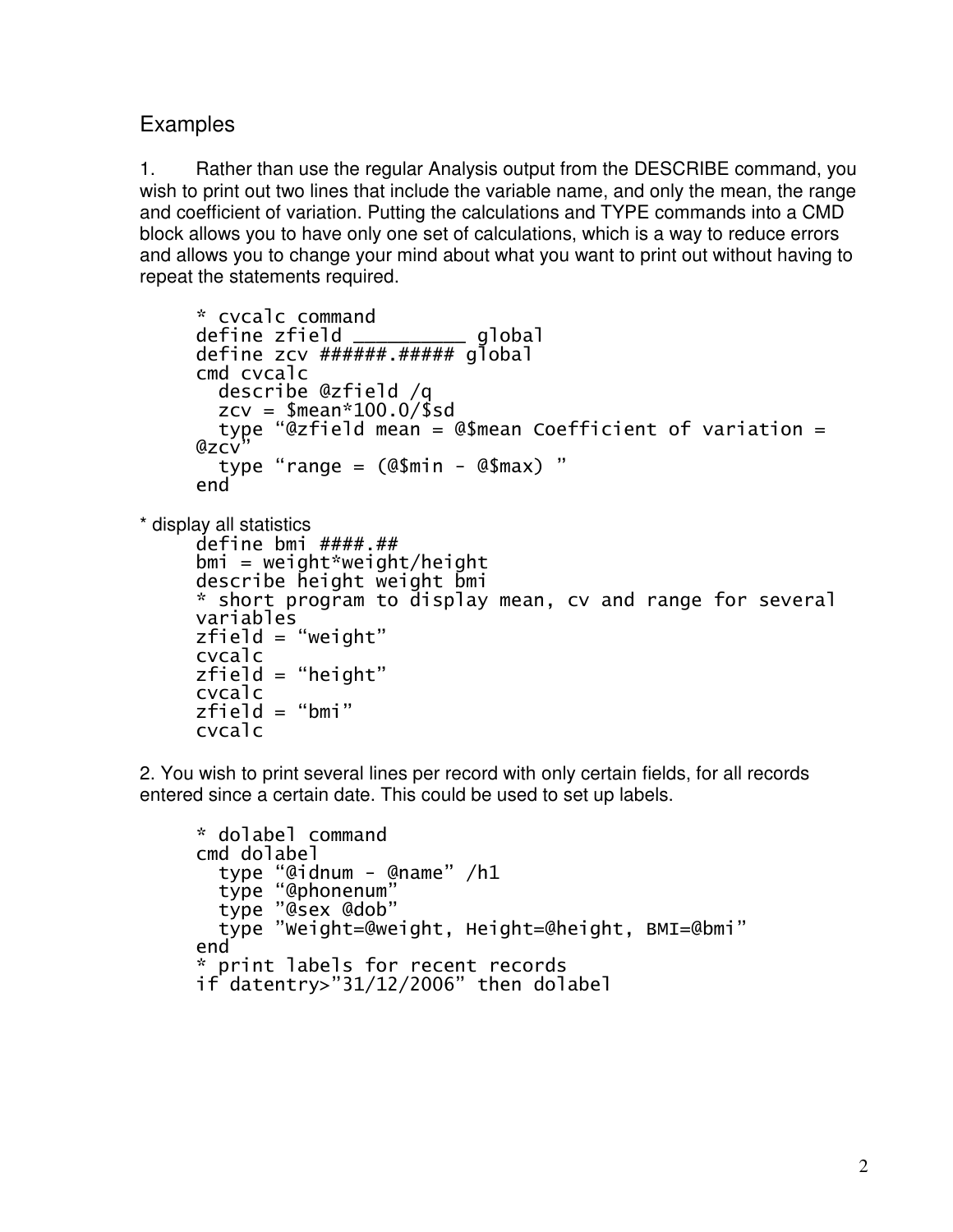## Examples

1. Rather than use the regular Analysis output from the DESCRIBE command, you wish to print out two lines that include the variable name, and only the mean, the range and coefficient of variation. Putting the calculations and TYPE commands into a CMD block allows you to have only one set of calculations, which is a way to reduce errors and allows you to change your mind about what you want to print out without having to repeat the statements required.

```
* cvcalc command
define zfield __________ global
define zcv ######.##### global
cmd cvcalc
  describe @zfield /q
  zcv = $mean*100.0/$sd
  type “@zfield mean = @$mean Coefficient of variation = @zcv”
  type “range = (@$min - @$max) ”
end
```

* display all statistics

```
define bmi ####.##
bmi = weight*weight/height
describe height weight bmi
* short program to display mean, cv and range for several variables
zfield = “weight”
cvcalc
zfield = “height”
cvcalc
zfield = “bmi”
cvcalc
```

2. You wish to print several lines per record with only certain fields, for all records entered since a certain date. This could be used to set up labels.

```
* dolabel command
cmd dolabel
  type “@idnum - @name” /h1
  type “@phonenum”
  type ”@sex @dob”
  type ”Weight=@weight, Height=@height, BMI=@bmi”
end
* print labels for recent records
if datentry>”31/12/2006” then dolabel
```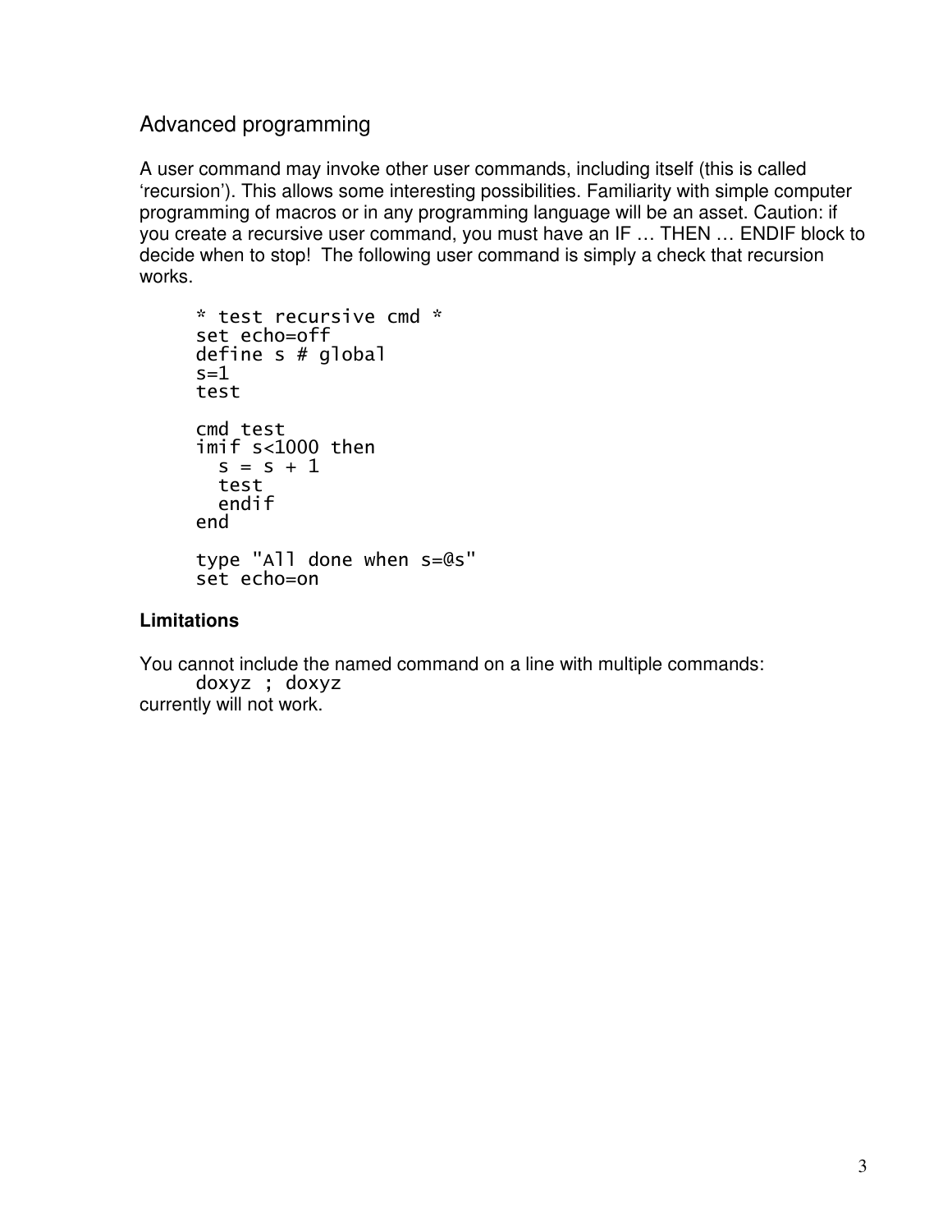## Advanced programming

A user command may invoke other user commands, including itself (this is called 'recursion'). This allows some interesting possibilities. Familiarity with simple computer programming of macros or in any programming language will be an asset. Caution: if you create a recursive user command, you must have an IF … THEN … ENDIF block to decide when to stop! The following user command is simply a check that recursion works.

```
* test recursive cmd *
set echo=off
define s # global
s=1
test

cmd test
imif s<1000 then
  s = s + 1
  test
  endif
end

type "All done when s=@s"
set echo=on
```

**Limitations**

You cannot include the named command on a line with multiple commands:

```
doxyz ; doxyz
```

currently will not work.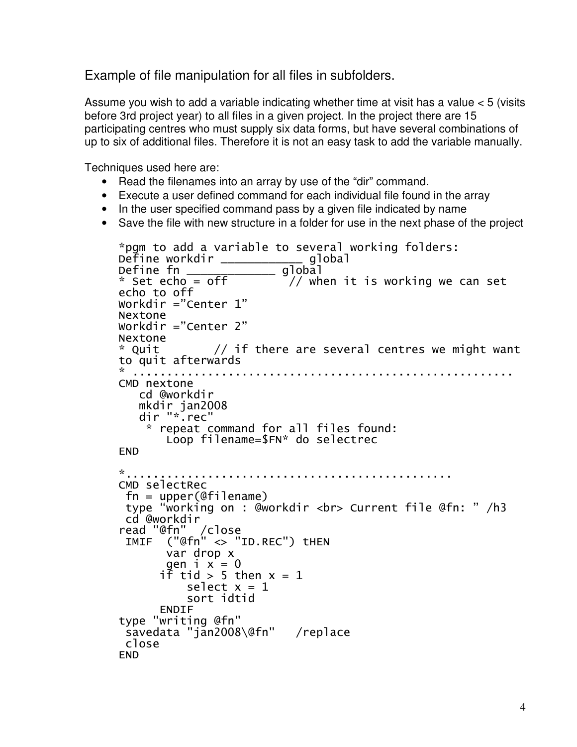Example of file manipulation for all files in subfolders.

Assume you wish to add a variable indicating whether time at visit has a value < 5 (visits before 3rd project year) to all files in a given project. In the project there are 15 participating centres who must supply six data forms, but have several combinations of up to six of additional files. Therefore it is not an easy task to add the variable manually.

Techniques used here are:

- Read the filenames into an array by use of the "dir" command.
- Execute a user defined command for each individual file found in the array
- In the user specified command pass by a given file indicated by name
- Save the file with new structure in a folder for use in the next phase of the project

```
*pgm to add a variable to several working folders:
Define workdir ___________ global
Define fn ____________ global
* Set echo = off         // when it is working we can set
echo to off
Workdir =”Center 1”
Nextone
Workdir =”Center 2”
Nextone
* Quit        // if there are several centres we might want
to quit afterwards
* ....................................................
CMD nextone
   cd @workdir
   mkdir jan2008
   dir "*.rec"
    * repeat command for all files found:
       Loop filename=$FN* do selectrec
END

*.............................................
CMD selectRec
 fn = upper(@filename)
 type “working on : @workdir <br> Current file @fn: ” /h3
 cd @workdir
read "@fn"  /close
 IMIF  ("@fn" <> "ID.REC") tHEN
       var drop x
       gen i x = 0
      if tid > 5 then x = 1
          select x = 1
          sort idtid
      ENDIF
type "writing @fn"
 savedata "jan2008\@fn"   /replace
 close
END
```